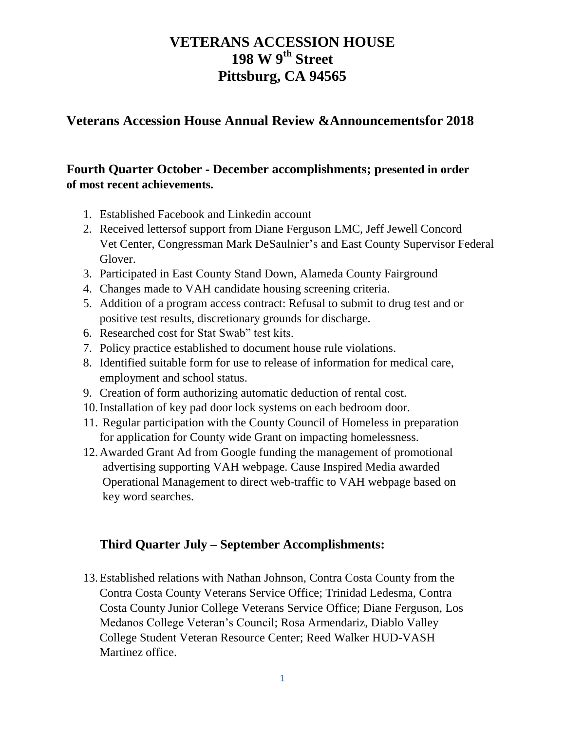# VETERANS ACCESSION HOUSE
# 198 W 9th Street
# Pittsburg, CA 94565

## Veterans Accession House Annual Review &Announcementsfor 2018

### Fourth Quarter October - December accomplishments; presented in order of most recent achievements.

1. Established Facebook and Linkedin account
2. Received lettersof support from Diane Ferguson LMC, Jeff Jewell Concord Vet Center, Congressman Mark DeSaulnier's and East County Supervisor Federal Glover.
3. Participated in East County Stand Down, Alameda County Fairground
4. Changes made to VAH candidate housing screening criteria.
5. Addition of a program access contract: Refusal to submit to drug test and or positive test results, discretionary grounds for discharge.
6. Researched cost for Stat Swab" test kits.
7. Policy practice established to document house rule violations.
8. Identified suitable form for use to release of information for medical care, employment and school status.
9. Creation of form authorizing automatic deduction of rental cost.
10. Installation of key pad door lock systems on each bedroom door.
11. Regular participation with the County Council of Homeless in preparation for application for County wide Grant on impacting homelessness.
12. Awarded Grant Ad from Google funding the management of promotional advertising supporting VAH webpage. Cause Inspired Media awarded Operational Management to direct web-traffic to VAH webpage based on key word searches.

### Third Quarter July – September Accomplishments:

13. Established relations with Nathan Johnson, Contra Costa County from the Contra Costa County Veterans Service Office; Trinidad Ledesma, Contra Costa County Junior College Veterans Service Office; Diane Ferguson, Los Medanos College Veteran's Council; Rosa Armendariz, Diablo Valley College Student Veteran Resource Center; Reed Walker HUD-VASH Martinez office.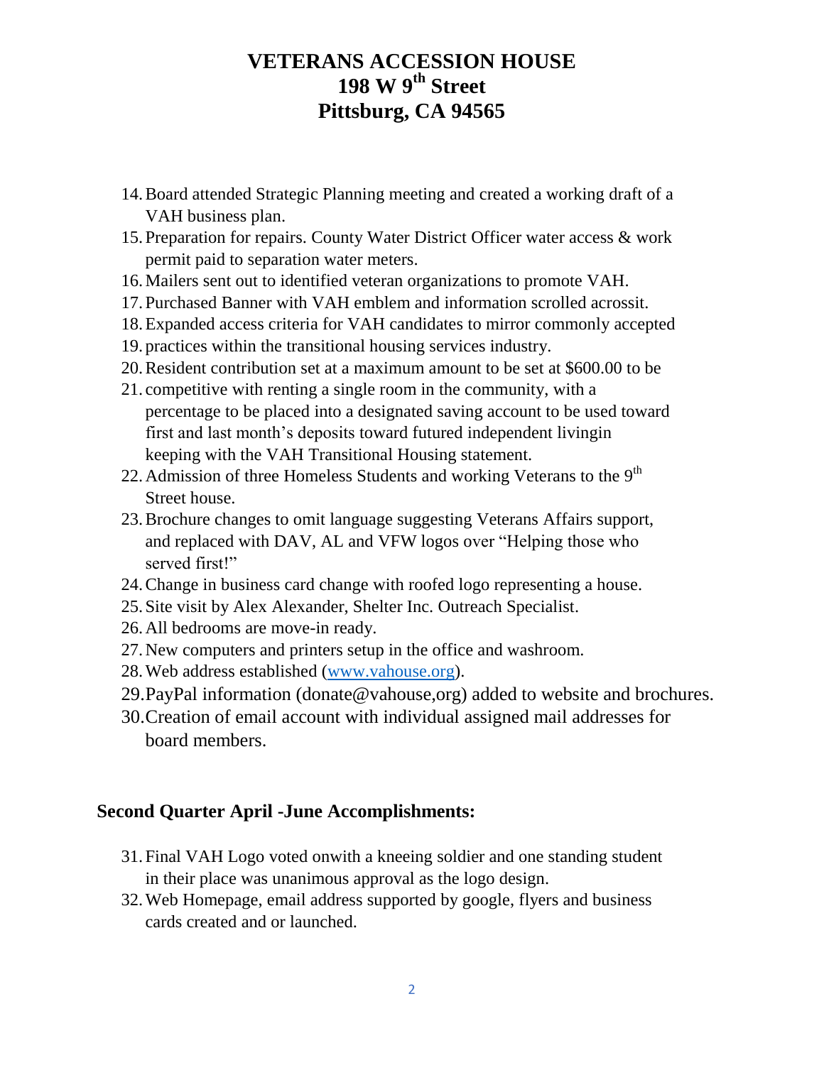# VETERANS ACCESSION HOUSE
# 198 W 9th Street
# Pittsburg, CA 94565

14. Board attended Strategic Planning meeting and created a working draft of a VAH business plan.
15. Preparation for repairs. County Water District Officer water access & work permit paid to separation water meters.
16. Mailers sent out to identified veteran organizations to promote VAH.
17. Purchased Banner with VAH emblem and information scrolled acrossit.
18. Expanded access criteria for VAH candidates to mirror commonly accepted
19. practices within the transitional housing services industry.
20. Resident contribution set at a maximum amount to be set at $600.00 to be
21. competitive with renting a single room in the community, with a percentage to be placed into a designated saving account to be used toward first and last month's deposits toward futured independent livingin keeping with the VAH Transitional Housing statement.
22. Admission of three Homeless Students and working Veterans to the 9th Street house.
23. Brochure changes to omit language suggesting Veterans Affairs support, and replaced with DAV, AL and VFW logos over "Helping those who served first!"
24. Change in business card change with roofed logo representing a house.
25. Site visit by Alex Alexander, Shelter Inc. Outreach Specialist.
26. All bedrooms are move-in ready.
27. New computers and printers setup in the office and washroom.
28. Web address established (www.vahouse.org).
29. PayPal information (donate@vahouse,org) added to website and brochures.
30. Creation of email account with individual assigned mail addresses for board members.

## Second Quarter April -June Accomplishments:

31. Final VAH Logo voted onwith a kneeing soldier and one standing student in their place was unanimous approval as the logo design.
32. Web Homepage, email address supported by google, flyers and business cards created and or launched.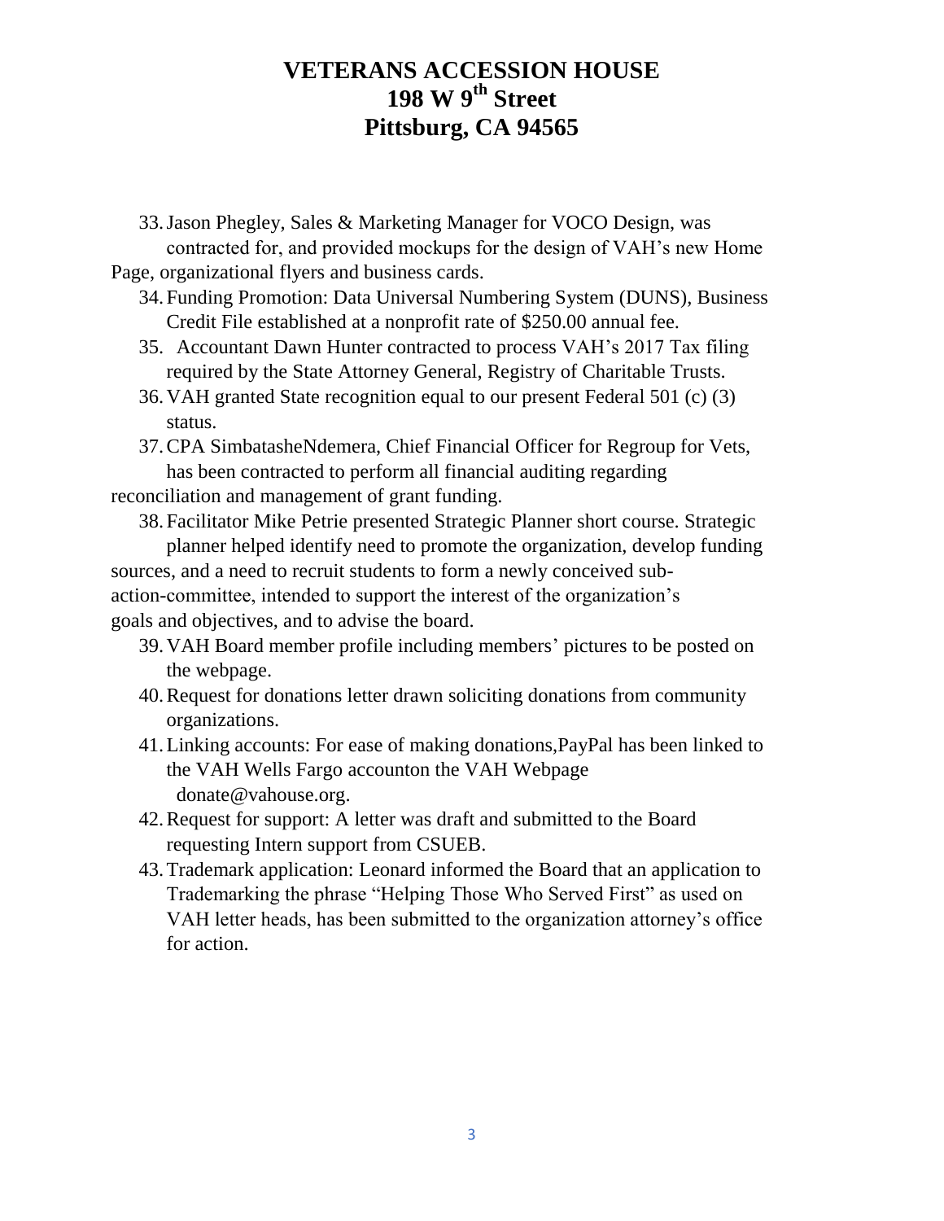# VETERANS ACCESSION HOUSE
# 198 W 9th Street
# Pittsburg, CA 94565

33. Jason Phegley, Sales & Marketing Manager for VOCO Design, was contracted for, and provided mockups for the design of VAH's new Home Page, organizational flyers and business cards.
34. Funding Promotion: Data Universal Numbering System (DUNS), Business Credit File established at a nonprofit rate of $250.00 annual fee.
35. Accountant Dawn Hunter contracted to process VAH's 2017 Tax filing required by the State Attorney General, Registry of Charitable Trusts.
36. VAH granted State recognition equal to our present Federal 501 (c) (3) status.
37. CPA SimbatasheNdemera, Chief Financial Officer for Regroup for Vets, has been contracted to perform all financial auditing regarding reconciliation and management of grant funding.
38. Facilitator Mike Petrie presented Strategic Planner short course. Strategic planner helped identify need to promote the organization, develop funding sources, and a need to recruit students to form a newly conceived sub-action-committee, intended to support the interest of the organization's goals and objectives, and to advise the board.
39. VAH Board member profile including members' pictures to be posted on the webpage.
40. Request for donations letter drawn soliciting donations from community organizations.
41. Linking accounts: For ease of making donations,PayPal has been linked to the VAH Wells Fargo accounton the VAH Webpage donate@vahouse.org.
42. Request for support: A letter was draft and submitted to the Board requesting Intern support from CSUEB.
43. Trademark application: Leonard informed the Board that an application to Trademarking the phrase "Helping Those Who Served First" as used on VAH letter heads, has been submitted to the organization attorney's office for action.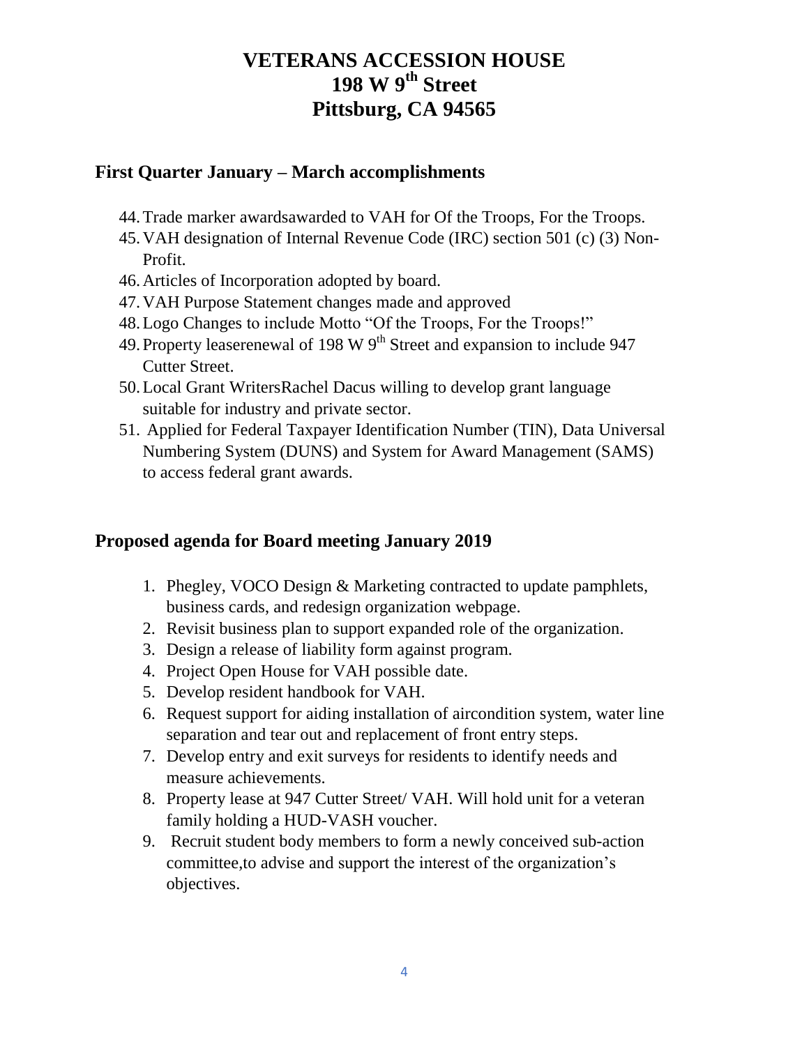# VETERANS ACCESSION HOUSE
# 198 W 9th Street
# Pittsburg, CA 94565

## First Quarter January – March accomplishments

44. Trade marker awardsawarded to VAH for Of the Troops, For the Troops.
45. VAH designation of Internal Revenue Code (IRC) section 501 (c) (3) Non-Profit.
46. Articles of Incorporation adopted by board.
47. VAH Purpose Statement changes made and approved
48. Logo Changes to include Motto "Of the Troops, For the Troops!"
49. Property leaserenewal of 198 W 9th Street and expansion to include 947 Cutter Street.
50. Local Grant WritersRachel Dacus willing to develop grant language suitable for industry and private sector.
51. Applied for Federal Taxpayer Identification Number (TIN), Data Universal Numbering System (DUNS) and System for Award Management (SAMS) to access federal grant awards.

## Proposed agenda for Board meeting January 2019

1. Phegley, VOCO Design & Marketing contracted to update pamphlets, business cards, and redesign organization webpage.
2. Revisit business plan to support expanded role of the organization.
3. Design a release of liability form against program.
4. Project Open House for VAH possible date.
5. Develop resident handbook for VAH.
6. Request support for aiding installation of aircondition system, water line separation and tear out and replacement of front entry steps.
7. Develop entry and exit surveys for residents to identify needs and measure achievements.
8. Property lease at 947 Cutter Street/ VAH. Will hold unit for a veteran family holding a HUD-VASH voucher.
9. Recruit student body members to form a newly conceived sub-action committee,to advise and support the interest of the organization's objectives.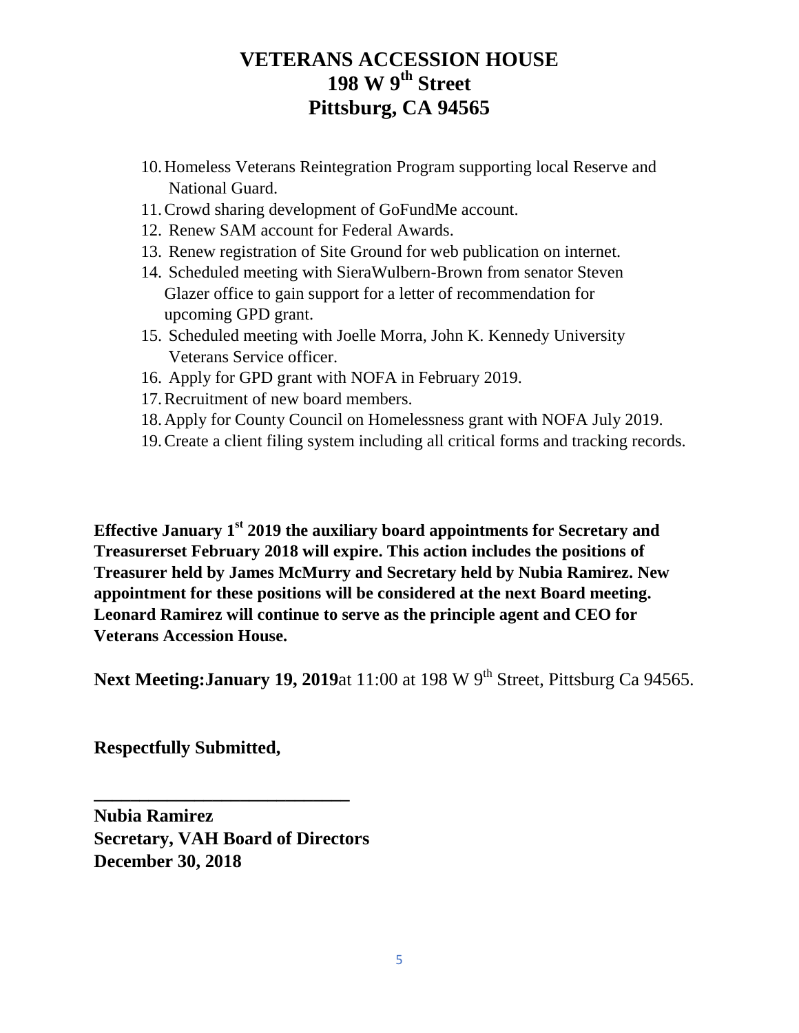# VETERANS ACCESSION HOUSE
# 198 W 9th Street
# Pittsburg, CA 94565

10. Homeless Veterans Reintegration Program supporting local Reserve and National Guard.
11. Crowd sharing development of GoFundMe account.
12. Renew SAM account for Federal Awards.
13. Renew registration of Site Ground for web publication on internet.
14. Scheduled meeting with SieraWulbern-Brown from senator Steven Glazer office to gain support for a letter of recommendation for upcoming GPD grant.
15. Scheduled meeting with Joelle Morra, John K. Kennedy University Veterans Service officer.
16. Apply for GPD grant with NOFA in February 2019.
17. Recruitment of new board members.
18. Apply for County Council on Homelessness grant with NOFA July 2019.
19. Create a client filing system including all critical forms and tracking records.

**Effective January 1st 2019 the auxiliary board appointments for Secretary and Treasurerset February 2018 will expire. This action includes the positions of Treasurer held by James McMurry and Secretary held by Nubia Ramirez. New appointment for these positions will be considered at the next Board meeting. Leonard Ramirez will continue to serve as the principle agent and CEO for Veterans Accession House.**

**Next Meeting:January 19, 2019**at 11:00 at 198 W 9th Street, Pittsburg Ca 94565.

**Respectfully Submitted,**

**___________________________**

**Nubia Ramirez**
**Secretary, VAH Board of Directors**
**December 30, 2018**